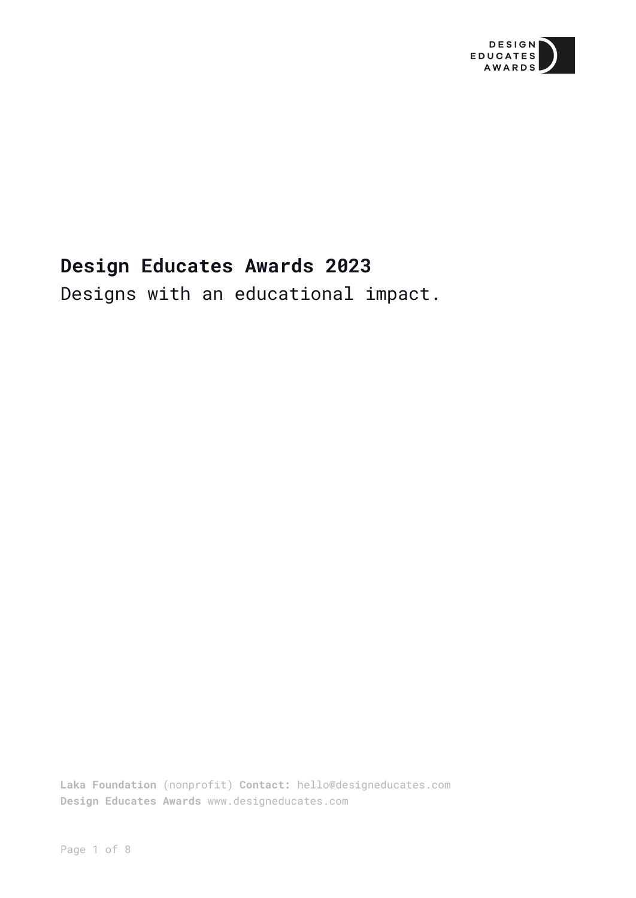# Design Educates Awards 2023

Designs with an educational impact.

**Laka Foundation** (nonprofit) **Contact:** hello@designeducates.com
**Design Educates Awards** www.designeducates.com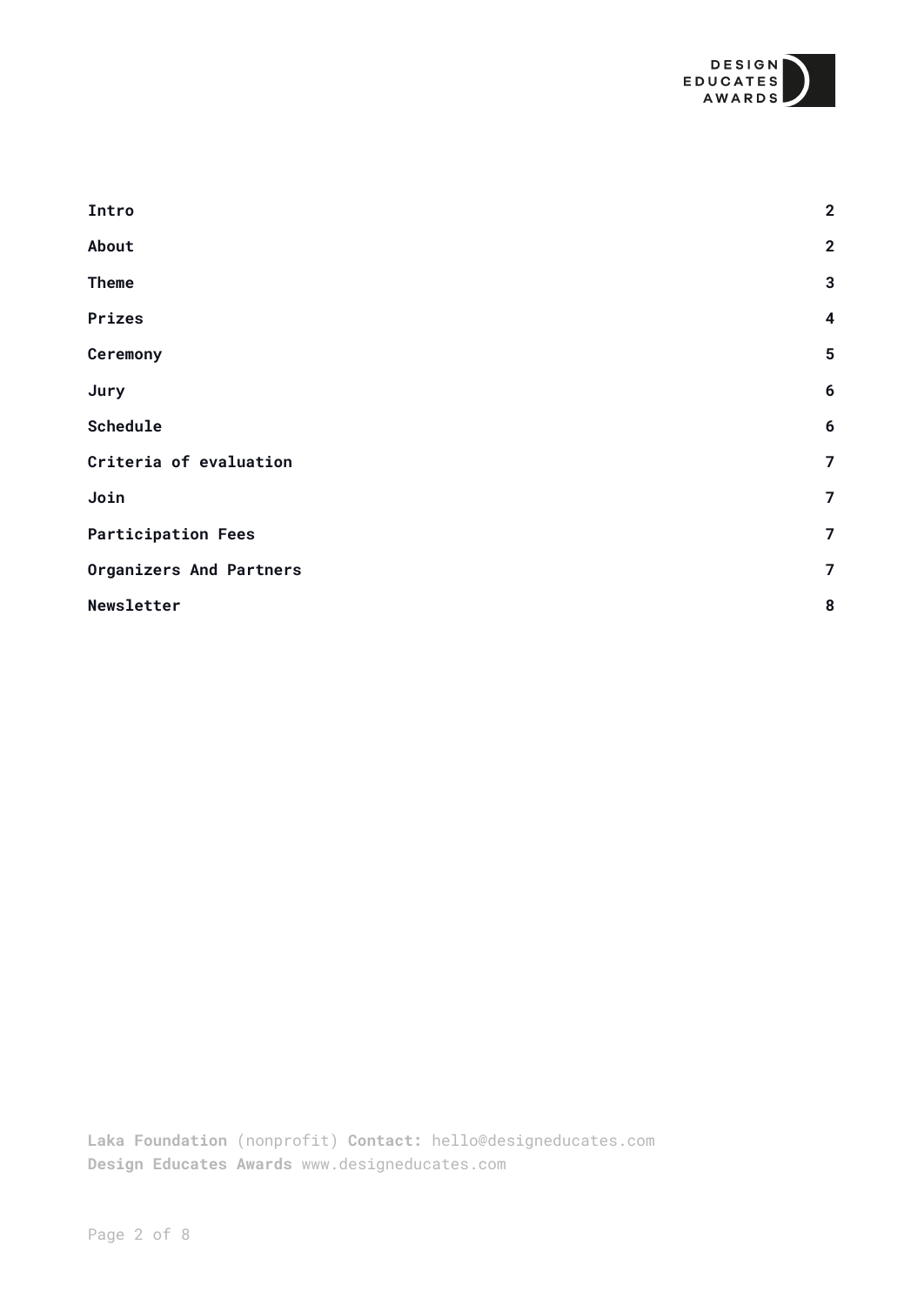| | |
|---|---|
| **Intro** | **2** |
| **About** | **2** |
| **Theme** | **3** |
| **Prizes** | **4** |
| **Ceremony** | **5** |
| **Jury** | **6** |
| **Schedule** | **6** |
| **Criteria of evaluation** | **7** |
| **Join** | **7** |
| **Participation Fees** | **7** |
| **Organizers And Partners** | **7** |
| **Newsletter** | **8** |

**Laka Foundation** (nonprofit) **Contact:** hello@designeducates.com
**Design Educates Awards** www.designeducates.com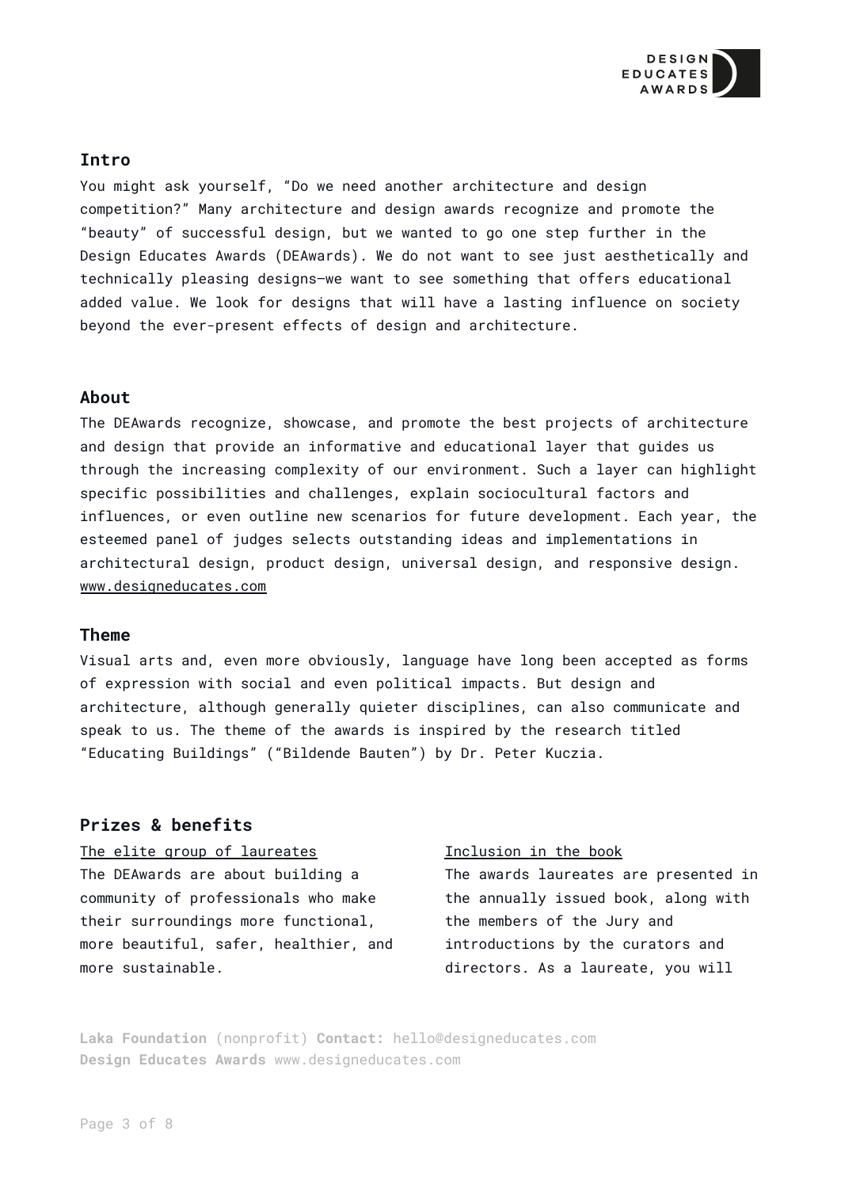## Intro

You might ask yourself, “Do we need another architecture and design competition?” Many architecture and design awards recognize and promote the “beauty” of successful design, but we wanted to go one step further in the Design Educates Awards (DEAwards). We do not want to see just aesthetically and technically pleasing designs—we want to see something that offers educational added value. We look for designs that will have a lasting influence on society beyond the ever-present effects of design and architecture.

## About

The DEAwards recognize, showcase, and promote the best projects of architecture and design that provide an informative and educational layer that guides us through the increasing complexity of our environment. Such a layer can highlight specific possibilities and challenges, explain sociocultural factors and influences, or even outline new scenarios for future development. Each year, the esteemed panel of judges selects outstanding ideas and implementations in architectural design, product design, universal design, and responsive design. www.designeducates.com

## Theme

Visual arts and, even more obviously, language have long been accepted as forms of expression with social and even political impacts. But design and architecture, although generally quieter disciplines, can also communicate and speak to us. The theme of the awards is inspired by the research titled “Educating Buildings” (“Bildende Bauten”) by Dr. Peter Kuczia.

## Prizes & benefits

The elite group of laureates

The DEAwards are about building a community of professionals who make their surroundings more functional, more beautiful, safer, healthier, and more sustainable.

Inclusion in the book

The awards laureates are presented in the annually issued book, along with the members of the Jury and introductions by the curators and directors. As a laureate, you will

**Laka Foundation** (nonprofit) **Contact:** hello@designeducates.com
**Design Educates Awards** www.designeducates.com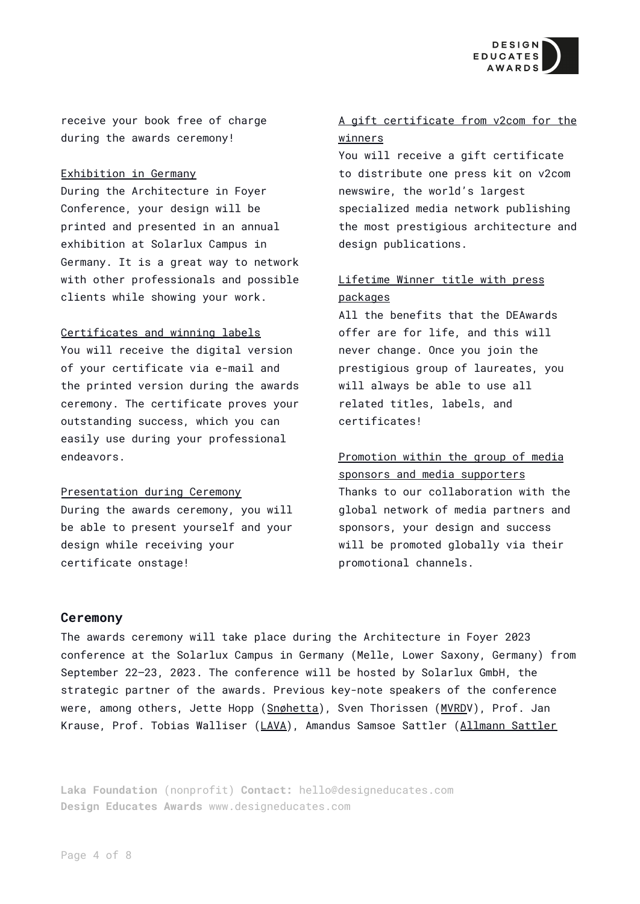receive your book free of charge during the awards ceremony!

Exhibition in Germany
During the Architecture in Foyer Conference, your design will be printed and presented in an annual exhibition at Solarlux Campus in Germany. It is a great way to network with other professionals and possible clients while showing your work.

Certificates and winning labels
You will receive the digital version of your certificate via e-mail and the printed version during the awards ceremony. The certificate proves your outstanding success, which you can easily use during your professional endeavors.

Presentation during Ceremony
During the awards ceremony, you will be able to present yourself and your design while receiving your certificate onstage!

A gift certificate from v2com for the winners
You will receive a gift certificate to distribute one press kit on v2com newswire, the world's largest specialized media network publishing the most prestigious architecture and design publications.

Lifetime Winner title with press packages
All the benefits that the DEAwards offer are for life, and this will never change. Once you join the prestigious group of laureates, you will always be able to use all related titles, labels, and certificates!

Promotion within the group of media sponsors and media supporters
Thanks to our collaboration with the global network of media partners and sponsors, your design and success will be promoted globally via their promotional channels.

## Ceremony

The awards ceremony will take place during the Architecture in Foyer 2023 conference at the Solarlux Campus in Germany (Melle, Lower Saxony, Germany) from September 22–23, 2023. The conference will be hosted by Solarlux GmbH, the strategic partner of the awards. Previous key-note speakers of the conference were, among others, Jette Hopp (Snøhetta), Sven Thorissen (MVRDV), Prof. Jan Krause, Prof. Tobias Walliser (LAVA), Amandus Samsoe Sattler (Allmann Sattler

**Laka Foundation** (nonprofit) **Contact:** hello@designeducates.com
**Design Educates Awards** www.designeducates.com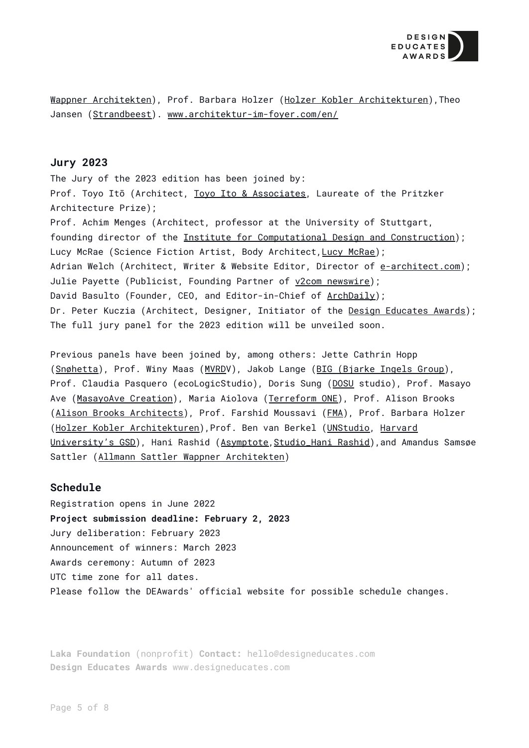Wappner Architekten), Prof. Barbara Holzer (Holzer Kobler Architekturen),Theo Jansen (Strandbeest). www.architektur-im-foyer.com/en/

### Jury 2023

The Jury of the 2023 edition has been joined by:
Prof. Toyo Itō (Architect, Toyo Ito & Associates, Laureate of the Pritzker Architecture Prize);
Prof. Achim Menges (Architect, professor at the University of Stuttgart, founding director of the Institute for Computational Design and Construction);
Lucy McRae (Science Fiction Artist, Body Architect,Lucy McRae);
Adrian Welch (Architect, Writer & Website Editor, Director of e-architect.com);
Julie Payette (Publicist, Founding Partner of v2com newswire);
David Basulto (Founder, CEO, and Editor-in-Chief of ArchDaily);
Dr. Peter Kuczia (Architect, Designer, Initiator of the Design Educates Awards);
The full jury panel for the 2023 edition will be unveiled soon.

Previous panels have been joined by, among others: Jette Cathrin Hopp (Snøhetta), Prof. Winy Maas (MVRDV), Jakob Lange (BIG (Bjarke Ingels Group), Prof. Claudia Pasquero (ecoLogicStudio), Doris Sung (DOSU studio), Prof. Masayo Ave (MasayoAve Creation), Maria Aiolova (Terreform ONE), Prof. Alison Brooks (Alison Brooks Architects), Prof. Farshid Moussavi (FMA), Prof. Barbara Holzer (Holzer Kobler Architekturen),Prof. Ben van Berkel (UNStudio, Harvard University's GSD), Hani Rashid (Asymptote,Studio_Hani Rashid),and Amandus Samsøe Sattler (Allmann Sattler Wappner Architekten)

### Schedule

Registration opens in June 2022
**Project submission deadline: February 2, 2023**
Jury deliberation: February 2023
Announcement of winners: March 2023
Awards ceremony: Autumn of 2023
UTC time zone for all dates.
Please follow the DEAwards' official website for possible schedule changes.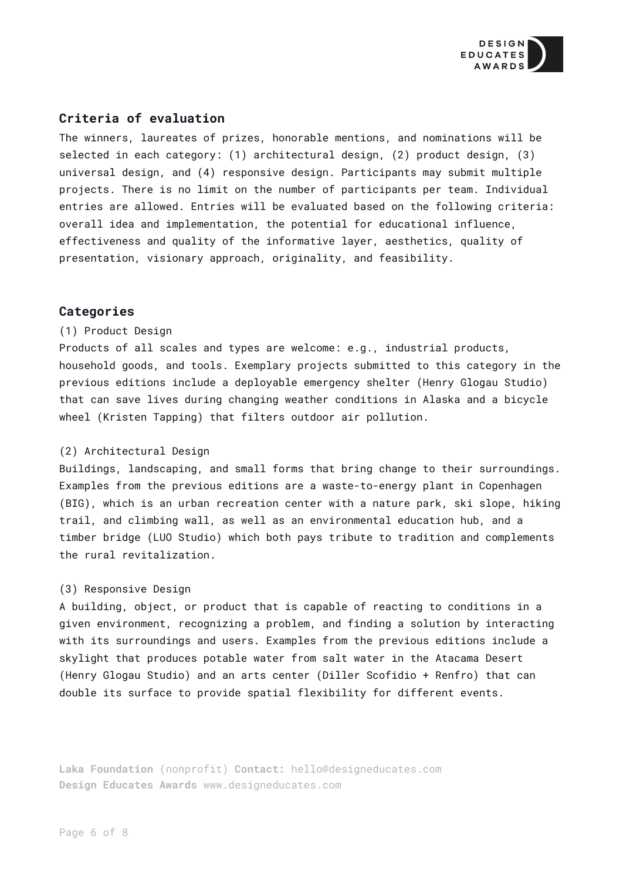## Criteria of evaluation

The winners, laureates of prizes, honorable mentions, and nominations will be selected in each category: (1) architectural design, (2) product design, (3) universal design, and (4) responsive design. Participants may submit multiple projects. There is no limit on the number of participants per team. Individual entries are allowed. Entries will be evaluated based on the following criteria: overall idea and implementation, the potential for educational influence, effectiveness and quality of the informative layer, aesthetics, quality of presentation, visionary approach, originality, and feasibility.

## Categories

(1) Product Design

Products of all scales and types are welcome: e.g., industrial products, household goods, and tools. Exemplary projects submitted to this category in the previous editions include a deployable emergency shelter (Henry Glogau Studio) that can save lives during changing weather conditions in Alaska and a bicycle wheel (Kristen Tapping) that filters outdoor air pollution.

(2) Architectural Design

Buildings, landscaping, and small forms that bring change to their surroundings. Examples from the previous editions are a waste-to-energy plant in Copenhagen (BIG), which is an urban recreation center with a nature park, ski slope, hiking trail, and climbing wall, as well as an environmental education hub, and a timber bridge (LUO Studio) which both pays tribute to tradition and complements the rural revitalization.

(3) Responsive Design

A building, object, or product that is capable of reacting to conditions in a given environment, recognizing a problem, and finding a solution by interacting with its surroundings and users. Examples from the previous editions include a skylight that produces potable water from salt water in the Atacama Desert (Henry Glogau Studio) and an arts center (Diller Scofidio + Renfro) that can double its surface to provide spatial flexibility for different events.

**Laka Foundation** (nonprofit) **Contact:** hello@designeducates.com
**Design Educates Awards** www.designeducates.com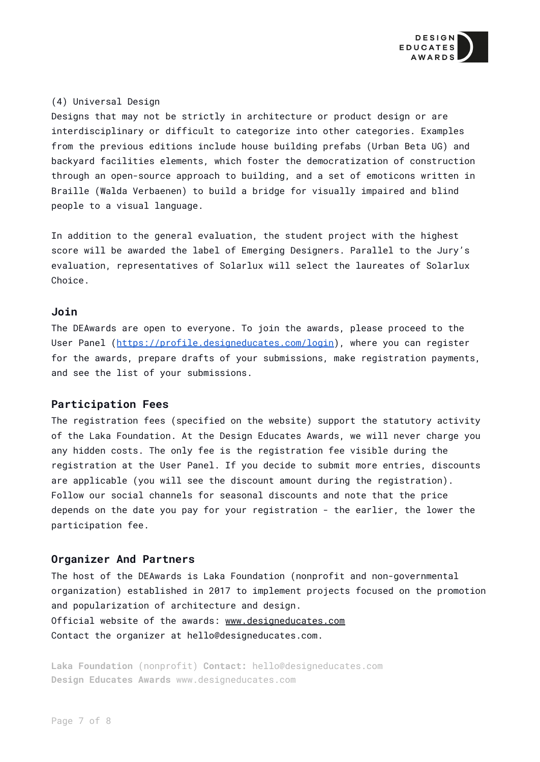(4) Universal Design

Designs that may not be strictly in architecture or product design or are interdisciplinary or difficult to categorize into other categories. Examples from the previous editions include house building prefabs (Urban Beta UG) and backyard facilities elements, which foster the democratization of construction through an open-source approach to building, and a set of emoticons written in Braille (Walda Verbaenen) to build a bridge for visually impaired and blind people to a visual language.

In addition to the general evaluation, the student project with the highest score will be awarded the label of Emerging Designers. Parallel to the Jury's evaluation, representatives of Solarlux will select the laureates of Solarlux Choice.

## Join

The DEAwards are open to everyone. To join the awards, please proceed to the User Panel ([https://profile.designeducates.com/login](https://profile.designeducates.com/login)), where you can register for the awards, prepare drafts of your submissions, make registration payments, and see the list of your submissions.

## Participation Fees

The registration fees (specified on the website) support the statutory activity of the Laka Foundation. At the Design Educates Awards, we will never charge you any hidden costs. The only fee is the registration fee visible during the registration at the User Panel. If you decide to submit more entries, discounts are applicable (you will see the discount amount during the registration). Follow our social channels for seasonal discounts and note that the price depends on the date you pay for your registration - the earlier, the lower the participation fee.

## Organizer And Partners

The host of the DEAwards is Laka Foundation (nonprofit and non-governmental organization) established in 2017 to implement projects focused on the promotion and popularization of architecture and design.

Official website of the awards: [www.designeducates.com](http://www.designeducates.com)

Contact the organizer at hello@designeducates.com.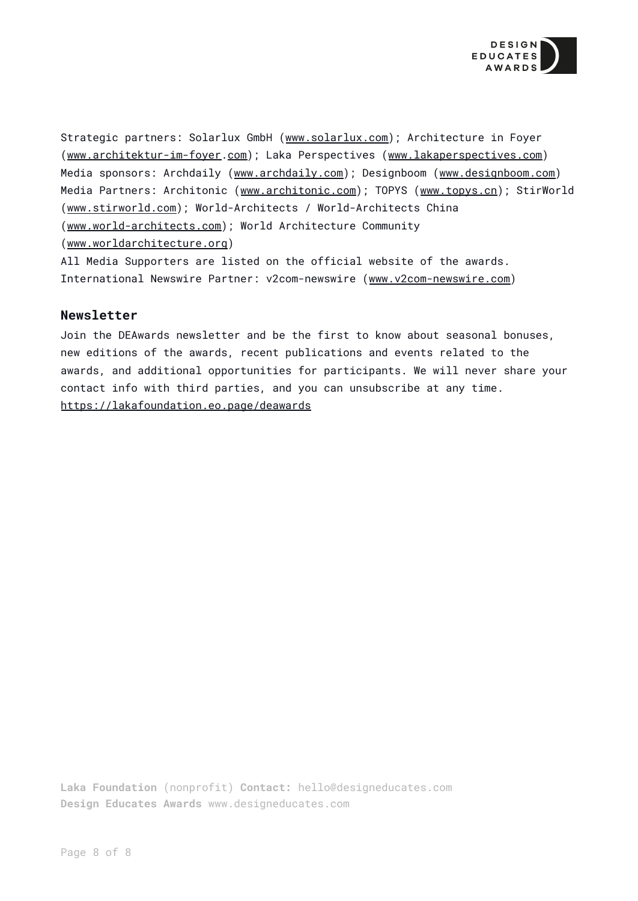Strategic partners: Solarlux GmbH (www.solarlux.com); Architecture in Foyer (www.architektur-im-foyer.com); Laka Perspectives (www.lakaperspectives.com)
Media sponsors: Archdaily (www.archdaily.com); Designboom (www.designboom.com)
Media Partners: Architonic (www.architonic.com); TOPYS (www.topys.cn); StirWorld (www.stirworld.com); World-Architects / World-Architects China (www.world-architects.com); World Architecture Community (www.worldarchitecture.org)
All Media Supporters are listed on the official website of the awards.
International Newswire Partner: v2com-newswire (www.v2com-newswire.com)

## Newsletter

Join the DEAwards newsletter and be the first to know about seasonal bonuses, new editions of the awards, recent publications and events related to the awards, and additional opportunities for participants. We will never share your contact info with third parties, and you can unsubscribe at any time.
https://lakafoundation.eo.page/deawards

**Laka Foundation** (nonprofit) **Contact:** hello@designeducates.com
**Design Educates Awards** www.designeducates.com